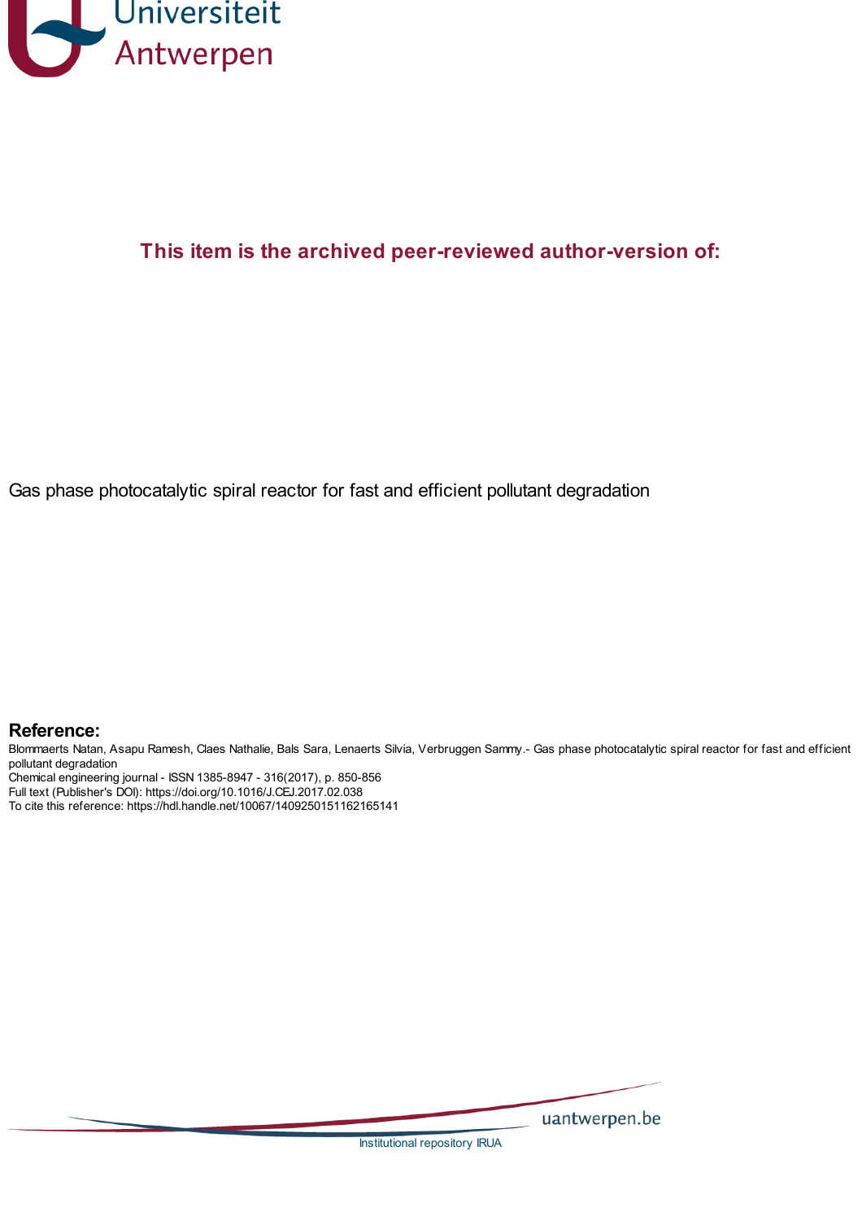Universiteit Antwerpen

**This item is the archived peer-reviewed author-version of:**

Gas phase photocatalytic spiral reactor for fast and efficient pollutant degradation

**Reference:**

Blommaerts Natan, Asapu Ramesh, Claes Nathalie, Bals Sara, Lenaerts Silvia, Verbruggen Sammy.- Gas phase photocatalytic spiral reactor for fast and efficient pollutant degradation

Chemical engineering journal - ISSN 1385-8947 - 316(2017), p. 850-856

Full text (Publisher's DOI): https://doi.org/10.1016/J.CEJ.2017.02.038

To cite this reference: https://hdl.handle.net/10067/1409250151162165141

uantwerpen.be

Institutional repository IRUA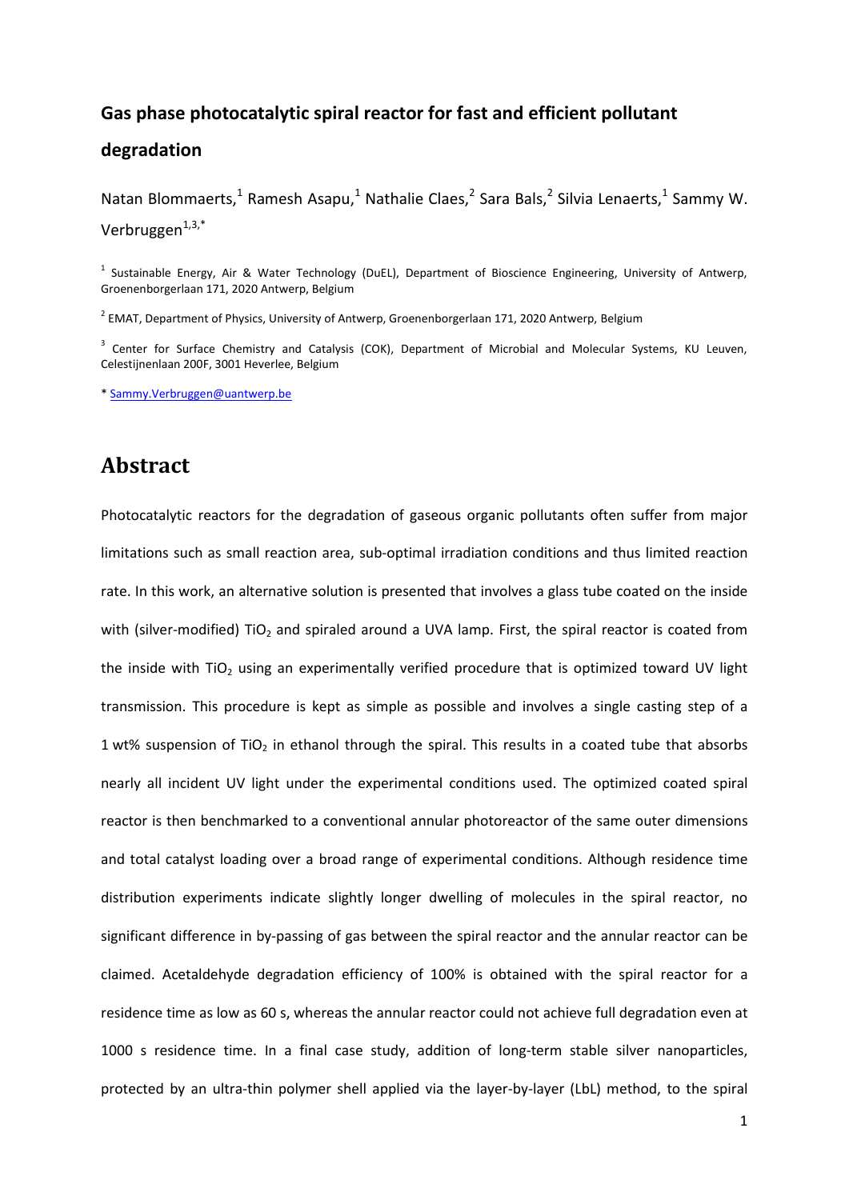# Gas phase photocatalytic spiral reactor for fast and efficient pollutant degradation

Natan Blommaerts,[1] Ramesh Asapu,[1] Nathalie Claes,[2] Sara Bals,[2] Silvia Lenaerts,[1] Sammy W. Verbruggen[1,3,*]

[1] Sustainable Energy, Air & Water Technology (DuEL), Department of Bioscience Engineering, University of Antwerp, Groenenborgerlaan 171, 2020 Antwerp, Belgium

[2] EMAT, Department of Physics, University of Antwerp, Groenenborgerlaan 171, 2020 Antwerp, Belgium

[3] Center for Surface Chemistry and Catalysis (COK), Department of Microbial and Molecular Systems, KU Leuven, Celestijnenlaan 200F, 3001 Heverlee, Belgium

* Sammy.Verbruggen@uantwerp.be

# Abstract

Photocatalytic reactors for the degradation of gaseous organic pollutants often suffer from major limitations such as small reaction area, sub-optimal irradiation conditions and thus limited reaction rate. In this work, an alternative solution is presented that involves a glass tube coated on the inside with (silver-modified) $TiO_2$ and spiraled around a UVA lamp. First, the spiral reactor is coated from the inside with $TiO_2$ using an experimentally verified procedure that is optimized toward UV light transmission. This procedure is kept as simple as possible and involves a single casting step of a 1 wt% suspension of $TiO_2$ in ethanol through the spiral. This results in a coated tube that absorbs nearly all incident UV light under the experimental conditions used. The optimized coated spiral reactor is then benchmarked to a conventional annular photoreactor of the same outer dimensions and total catalyst loading over a broad range of experimental conditions. Although residence time distribution experiments indicate slightly longer dwelling of molecules in the spiral reactor, no significant difference in by-passing of gas between the spiral reactor and the annular reactor can be claimed. Acetaldehyde degradation efficiency of 100% is obtained with the spiral reactor for a residence time as low as 60 s, whereas the annular reactor could not achieve full degradation even at 1000 s residence time. In a final case study, addition of long-term stable silver nanoparticles, protected by an ultra-thin polymer shell applied via the layer-by-layer (LbL) method, to the spiral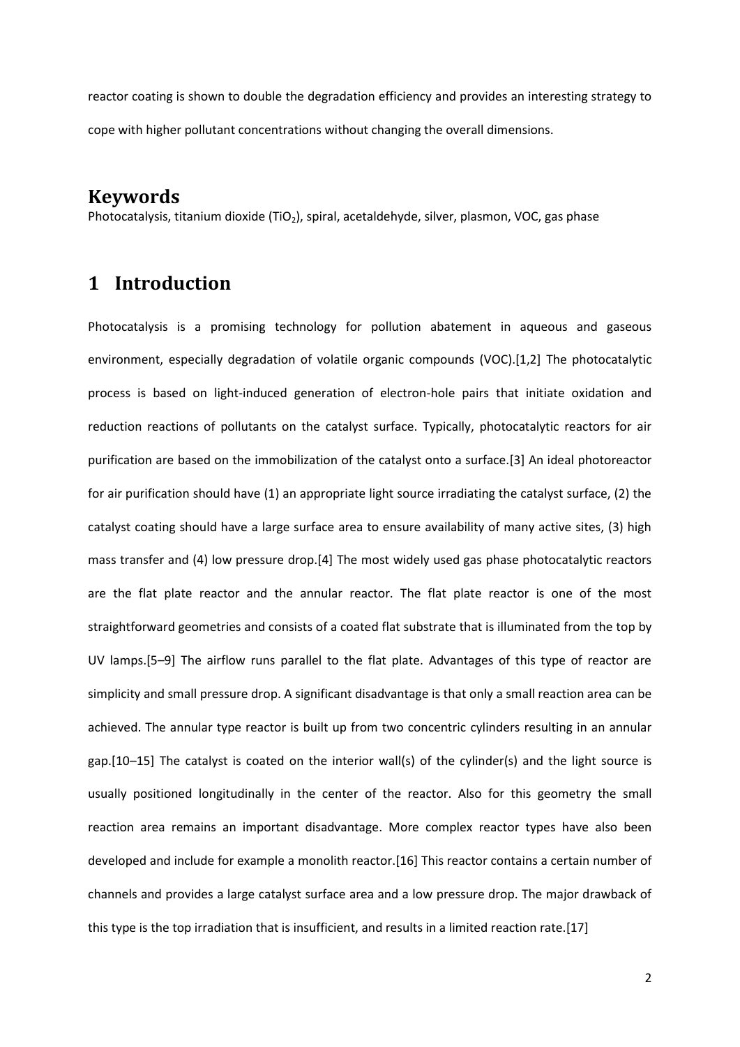reactor coating is shown to double the degradation efficiency and provides an interesting strategy to cope with higher pollutant concentrations without changing the overall dimensions.

## Keywords

Photocatalysis, titanium dioxide ($TiO_2$), spiral, acetaldehyde, silver, plasmon, VOC, gas phase

# 1 Introduction

Photocatalysis is a promising technology for pollution abatement in aqueous and gaseous environment, especially degradation of volatile organic compounds (VOC).[1,2] The photocatalytic process is based on light-induced generation of electron-hole pairs that initiate oxidation and reduction reactions of pollutants on the catalyst surface. Typically, photocatalytic reactors for air purification are based on the immobilization of the catalyst onto a surface.[3] An ideal photoreactor for air purification should have (1) an appropriate light source irradiating the catalyst surface, (2) the catalyst coating should have a large surface area to ensure availability of many active sites, (3) high mass transfer and (4) low pressure drop.[4] The most widely used gas phase photocatalytic reactors are the flat plate reactor and the annular reactor. The flat plate reactor is one of the most straightforward geometries and consists of a coated flat substrate that is illuminated from the top by UV lamps.[5–9] The airflow runs parallel to the flat plate. Advantages of this type of reactor are simplicity and small pressure drop. A significant disadvantage is that only a small reaction area can be achieved. The annular type reactor is built up from two concentric cylinders resulting in an annular gap.[10–15] The catalyst is coated on the interior wall(s) of the cylinder(s) and the light source is usually positioned longitudinally in the center of the reactor. Also for this geometry the small reaction area remains an important disadvantage. More complex reactor types have also been developed and include for example a monolith reactor.[16] This reactor contains a certain number of channels and provides a large catalyst surface area and a low pressure drop. The major drawback of this type is the top irradiation that is insufficient, and results in a limited reaction rate.[17]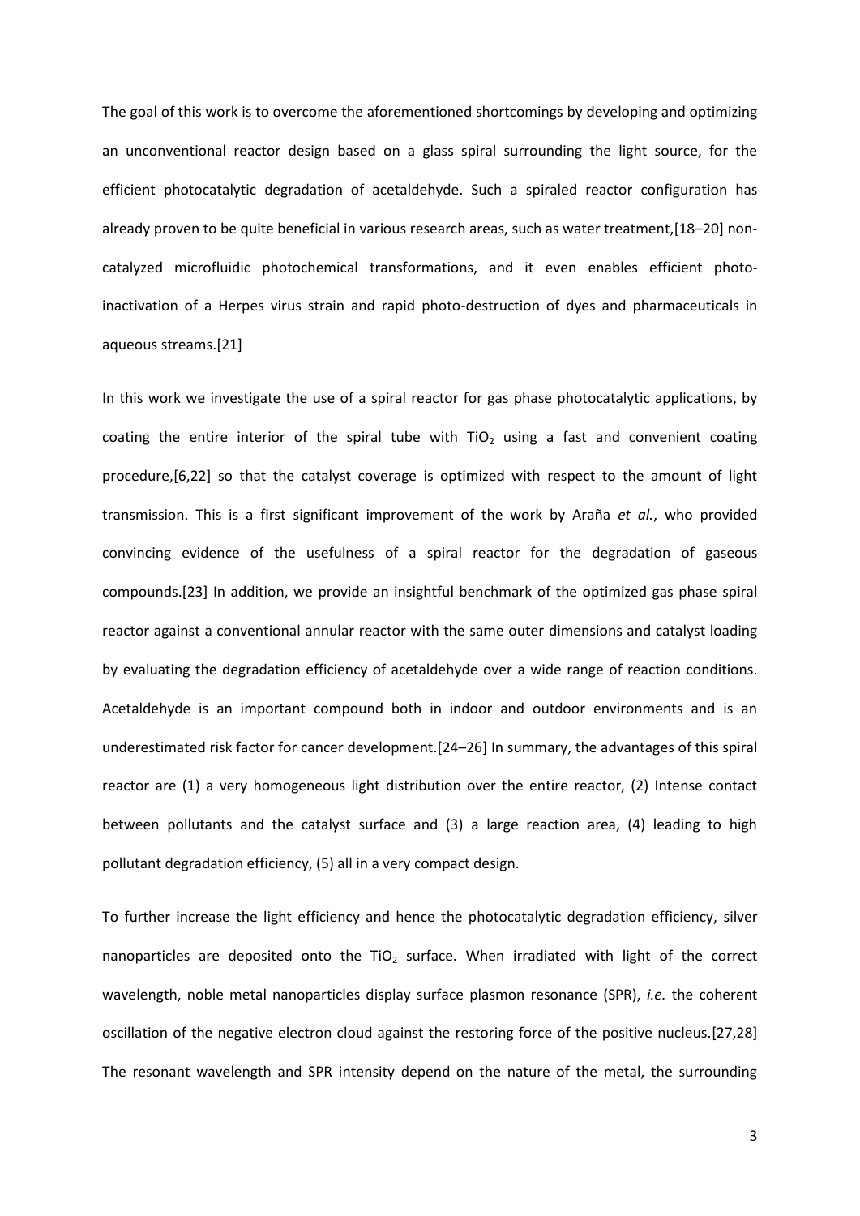The goal of this work is to overcome the aforementioned shortcomings by developing and optimizing an unconventional reactor design based on a glass spiral surrounding the light source, for the efficient photocatalytic degradation of acetaldehyde. Such a spiraled reactor configuration has already proven to be quite beneficial in various research areas, such as water treatment,[18–20] non-catalyzed microfluidic photochemical transformations, and it even enables efficient photo-inactivation of a Herpes virus strain and rapid photo-destruction of dyes and pharmaceuticals in aqueous streams.[21]

In this work we investigate the use of a spiral reactor for gas phase photocatalytic applications, by coating the entire interior of the spiral tube with $TiO_2$ using a fast and convenient coating procedure,[6,22] so that the catalyst coverage is optimized with respect to the amount of light transmission. This is a first significant improvement of the work by Araña *et al.*, who provided convincing evidence of the usefulness of a spiral reactor for the degradation of gaseous compounds.[23] In addition, we provide an insightful benchmark of the optimized gas phase spiral reactor against a conventional annular reactor with the same outer dimensions and catalyst loading by evaluating the degradation efficiency of acetaldehyde over a wide range of reaction conditions. Acetaldehyde is an important compound both in indoor and outdoor environments and is an underestimated risk factor for cancer development.[24–26] In summary, the advantages of this spiral reactor are (1) a very homogeneous light distribution over the entire reactor, (2) Intense contact between pollutants and the catalyst surface and (3) a large reaction area, (4) leading to high pollutant degradation efficiency, (5) all in a very compact design.

To further increase the light efficiency and hence the photocatalytic degradation efficiency, silver nanoparticles are deposited onto the $TiO_2$ surface. When irradiated with light of the correct wavelength, noble metal nanoparticles display surface plasmon resonance (SPR), *i.e.* the coherent oscillation of the negative electron cloud against the restoring force of the positive nucleus.[27,28] The resonant wavelength and SPR intensity depend on the nature of the metal, the surrounding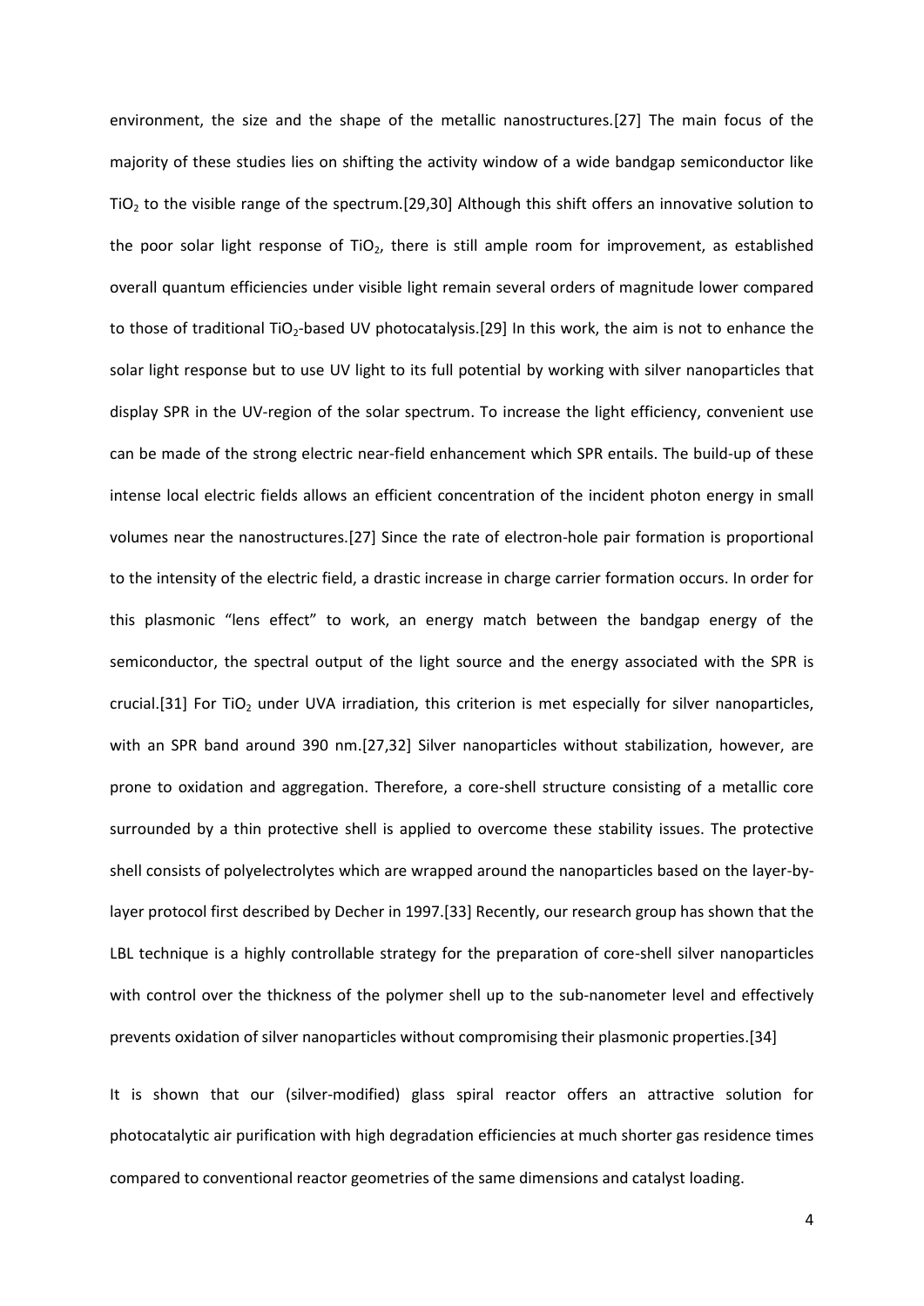environment, the size and the shape of the metallic nanostructures.[27] The main focus of the majority of these studies lies on shifting the activity window of a wide bandgap semiconductor like $TiO_2$ to the visible range of the spectrum.[29,30] Although this shift offers an innovative solution to the poor solar light response of $TiO_2$, there is still ample room for improvement, as established overall quantum efficiencies under visible light remain several orders of magnitude lower compared to those of traditional $TiO_2$-based UV photocatalysis.[29] In this work, the aim is not to enhance the solar light response but to use UV light to its full potential by working with silver nanoparticles that display SPR in the UV-region of the solar spectrum. To increase the light efficiency, convenient use can be made of the strong electric near-field enhancement which SPR entails. The build-up of these intense local electric fields allows an efficient concentration of the incident photon energy in small volumes near the nanostructures.[27] Since the rate of electron-hole pair formation is proportional to the intensity of the electric field, a drastic increase in charge carrier formation occurs. In order for this plasmonic "lens effect" to work, an energy match between the bandgap energy of the semiconductor, the spectral output of the light source and the energy associated with the SPR is crucial.[31] For $TiO_2$ under UVA irradiation, this criterion is met especially for silver nanoparticles, with an SPR band around 390 nm.[27,32] Silver nanoparticles without stabilization, however, are prone to oxidation and aggregation. Therefore, a core-shell structure consisting of a metallic core surrounded by a thin protective shell is applied to overcome these stability issues. The protective shell consists of polyelectrolytes which are wrapped around the nanoparticles based on the layer-by-layer protocol first described by Decher in 1997.[33] Recently, our research group has shown that the LBL technique is a highly controllable strategy for the preparation of core-shell silver nanoparticles with control over the thickness of the polymer shell up to the sub-nanometer level and effectively prevents oxidation of silver nanoparticles without compromising their plasmonic properties.[34]

It is shown that our (silver-modified) glass spiral reactor offers an attractive solution for photocatalytic air purification with high degradation efficiencies at much shorter gas residence times compared to conventional reactor geometries of the same dimensions and catalyst loading.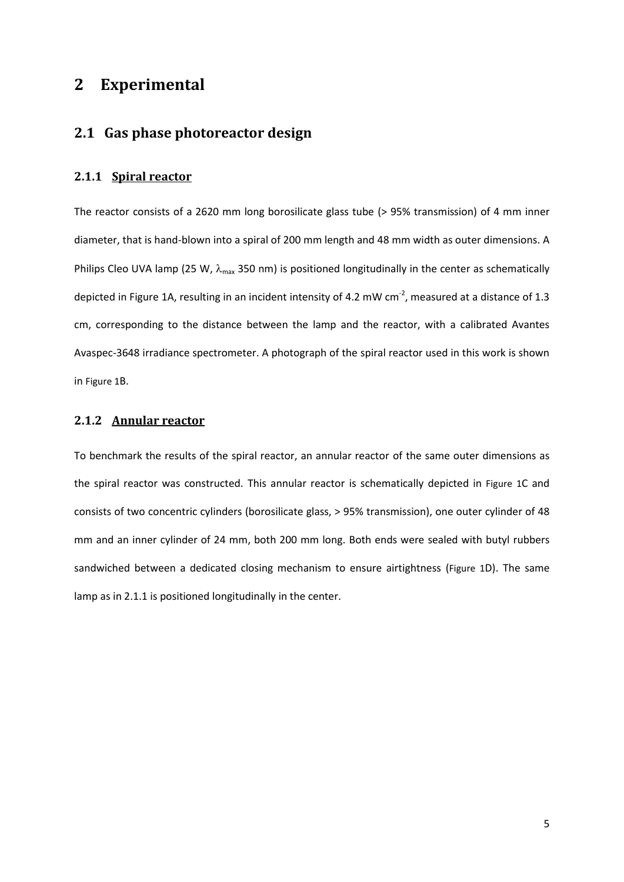# 2 Experimental

## 2.1 Gas phase photoreactor design

### 2.1.1 Spiral reactor

The reactor consists of a 2620 mm long borosilicate glass tube (> 95% transmission) of 4 mm inner diameter, that is hand-blown into a spiral of 200 mm length and 48 mm width as outer dimensions. A Philips Cleo UVA lamp (25 W, $\lambda_{max}$ 350 nm) is positioned longitudinally in the center as schematically depicted in Figure 1A, resulting in an incident intensity of 4.2 mW $cm^{-2}$, measured at a distance of 1.3 cm, corresponding to the distance between the lamp and the reactor, with a calibrated Avantes Avaspec-3648 irradiance spectrometer. A photograph of the spiral reactor used in this work is shown in Figure 1B.

### 2.1.2 Annular reactor

To benchmark the results of the spiral reactor, an annular reactor of the same outer dimensions as the spiral reactor was constructed. This annular reactor is schematically depicted in Figure 1C and consists of two concentric cylinders (borosilicate glass, > 95% transmission), one outer cylinder of 48 mm and an inner cylinder of 24 mm, both 200 mm long. Both ends were sealed with butyl rubbers sandwiched between a dedicated closing mechanism to ensure airtightness (Figure 1D). The same lamp as in 2.1.1 is positioned longitudinally in the center.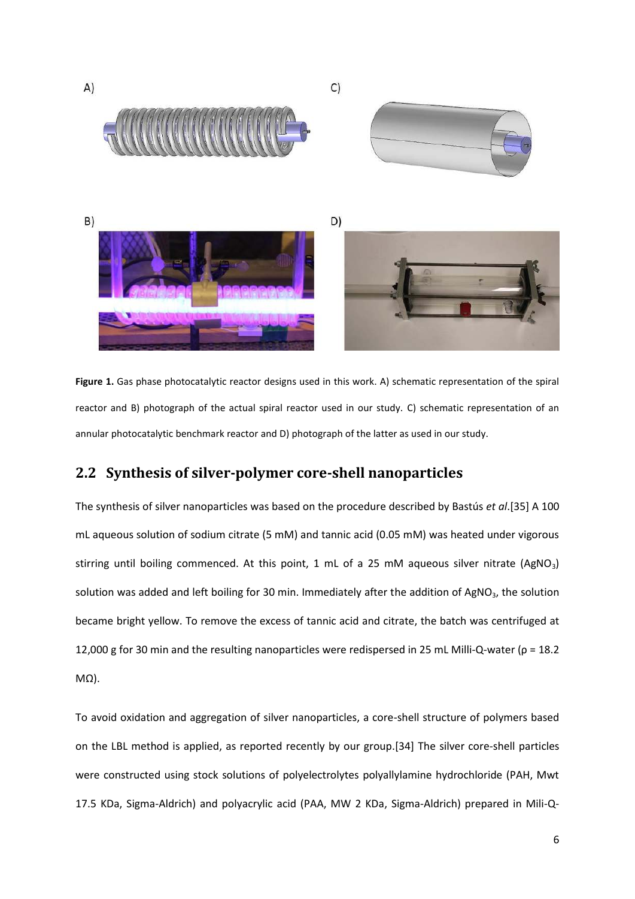**Figure 1.** Gas phase photocatalytic reactor designs used in this work. A) schematic representation of the spiral reactor and B) photograph of the actual spiral reactor used in our study. C) schematic representation of an annular photocatalytic benchmark reactor and D) photograph of the latter as used in our study.

## 2.2 Synthesis of silver-polymer core-shell nanoparticles

The synthesis of silver nanoparticles was based on the procedure described by Bastús *et al*.[35] A 100 mL aqueous solution of sodium citrate (5 mM) and tannic acid (0.05 mM) was heated under vigorous stirring until boiling commenced. At this point, 1 mL of a 25 mM aqueous silver nitrate ($AgNO_3$) solution was added and left boiling for 30 min. Immediately after the addition of $AgNO_3$, the solution became bright yellow. To remove the excess of tannic acid and citrate, the batch was centrifuged at 12,000 g for 30 min and the resulting nanoparticles were redispersed in 25 mL Milli-Q-water (ρ = 18.2 MΩ).

To avoid oxidation and aggregation of silver nanoparticles, a core-shell structure of polymers based on the LBL method is applied, as reported recently by our group.[34] The silver core-shell particles were constructed using stock solutions of polyelectrolytes polyallylamine hydrochloride (PAH, Mwt 17.5 KDa, Sigma-Aldrich) and polyacrylic acid (PAA, MW 2 KDa, Sigma-Aldrich) prepared in Mili-Q-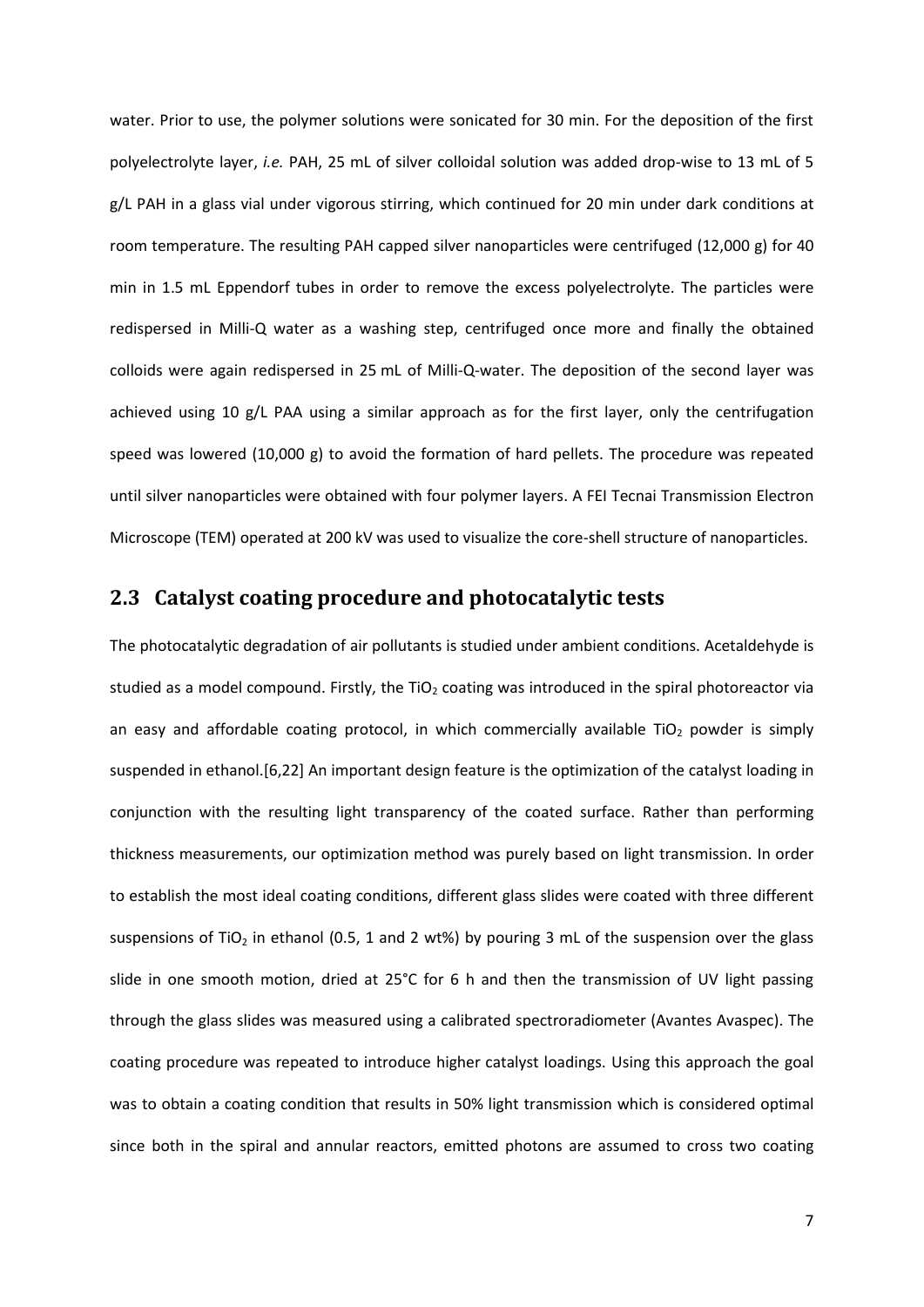water. Prior to use, the polymer solutions were sonicated for 30 min. For the deposition of the first polyelectrolyte layer, *i.e.* PAH, 25 mL of silver colloidal solution was added drop-wise to 13 mL of 5 g/L PAH in a glass vial under vigorous stirring, which continued for 20 min under dark conditions at room temperature. The resulting PAH capped silver nanoparticles were centrifuged (12,000 g) for 40 min in 1.5 mL Eppendorf tubes in order to remove the excess polyelectrolyte. The particles were redispersed in Milli-Q water as a washing step, centrifuged once more and finally the obtained colloids were again redispersed in 25 mL of Milli-Q-water. The deposition of the second layer was achieved using 10 g/L PAA using a similar approach as for the first layer, only the centrifugation speed was lowered (10,000 g) to avoid the formation of hard pellets. The procedure was repeated until silver nanoparticles were obtained with four polymer layers. A FEI Tecnai Transmission Electron Microscope (TEM) operated at 200 kV was used to visualize the core-shell structure of nanoparticles.

## 2.3 Catalyst coating procedure and photocatalytic tests

The photocatalytic degradation of air pollutants is studied under ambient conditions. Acetaldehyde is studied as a model compound. Firstly, the $TiO_2$ coating was introduced in the spiral photoreactor via an easy and affordable coating protocol, in which commercially available $TiO_2$ powder is simply suspended in ethanol.[6,22] An important design feature is the optimization of the catalyst loading in conjunction with the resulting light transparency of the coated surface. Rather than performing thickness measurements, our optimization method was purely based on light transmission. In order to establish the most ideal coating conditions, different glass slides were coated with three different suspensions of $TiO_2$ in ethanol (0.5, 1 and 2 wt%) by pouring 3 mL of the suspension over the glass slide in one smooth motion, dried at 25°C for 6 h and then the transmission of UV light passing through the glass slides was measured using a calibrated spectroradiometer (Avantes Avaspec). The coating procedure was repeated to introduce higher catalyst loadings. Using this approach the goal was to obtain a coating condition that results in 50% light transmission which is considered optimal since both in the spiral and annular reactors, emitted photons are assumed to cross two coating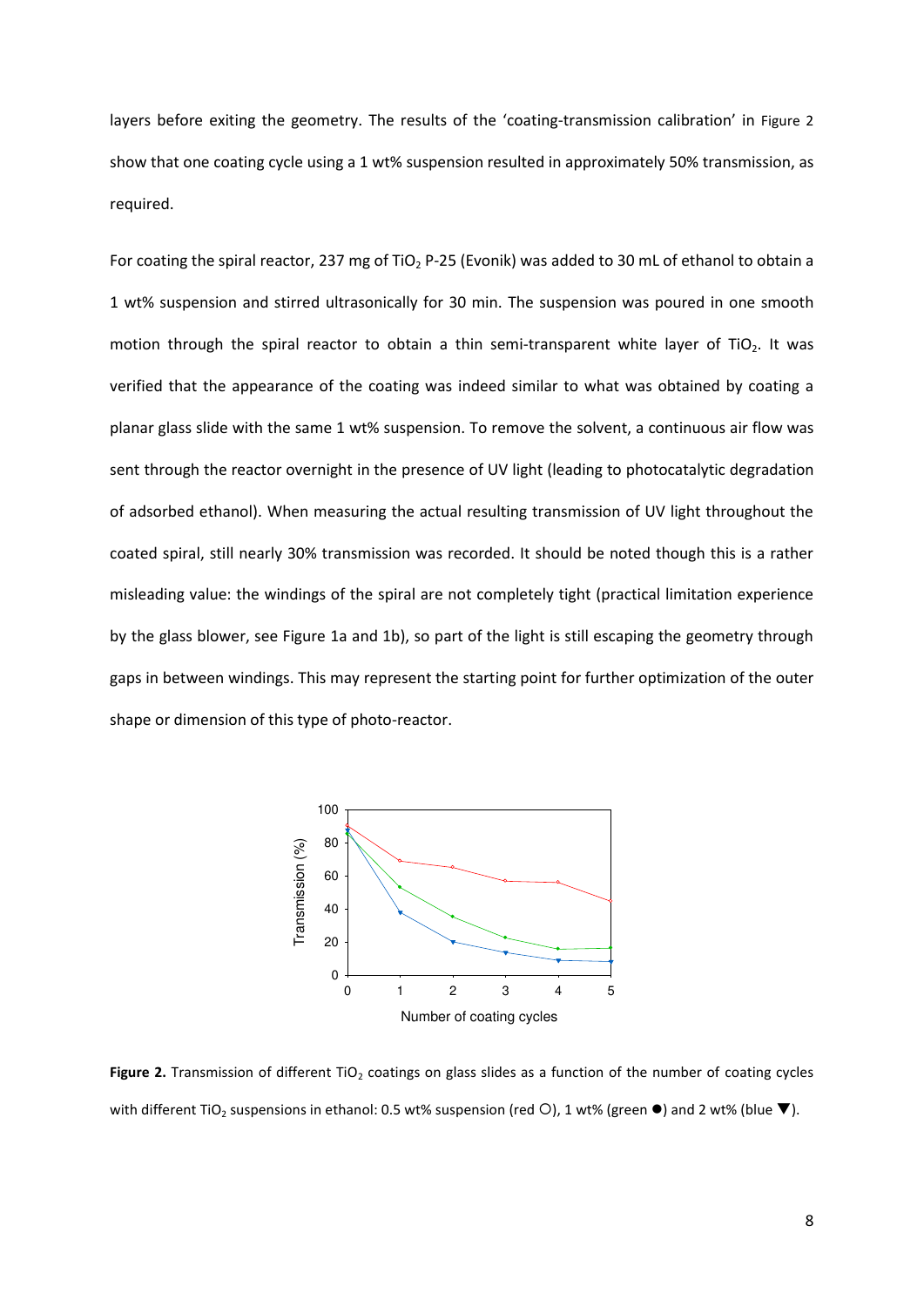layers before exiting the geometry. The results of the 'coating-transmission calibration' in Figure 2 show that one coating cycle using a 1 wt% suspension resulted in approximately 50% transmission, as required.

For coating the spiral reactor, 237 mg of $TiO_2$ P-25 (Evonik) was added to 30 mL of ethanol to obtain a 1 wt% suspension and stirred ultrasonically for 30 min. The suspension was poured in one smooth motion through the spiral reactor to obtain a thin semi-transparent white layer of $TiO_2$. It was verified that the appearance of the coating was indeed similar to what was obtained by coating a planar glass slide with the same 1 wt% suspension. To remove the solvent, a continuous air flow was sent through the reactor overnight in the presence of UV light (leading to photocatalytic degradation of adsorbed ethanol). When measuring the actual resulting transmission of UV light throughout the coated spiral, still nearly 30% transmission was recorded. It should be noted though this is a rather misleading value: the windings of the spiral are not completely tight (practical limitation experience by the glass blower, see Figure 1a and 1b), so part of the light is still escaping the geometry through gaps in between windings. This may represent the starting point for further optimization of the outer shape or dimension of this type of photo-reactor.

**Figure 2.** Transmission of different $TiO_2$ coatings on glass slides as a function of the number of coating cycles with different $TiO_2$ suspensions in ethanol: 0.5 wt% suspension (red ○), 1 wt% (green ●) and 2 wt% (blue ▼).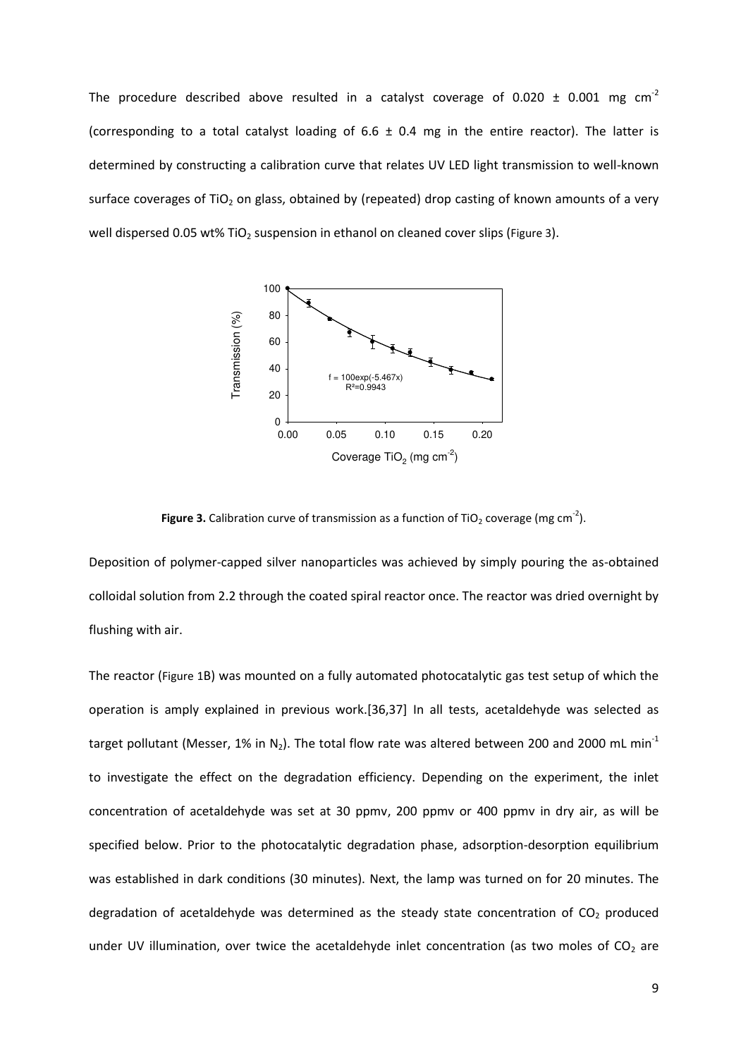The procedure described above resulted in a catalyst coverage of 0.020 ± 0.001 mg cm$^{-2}$ (corresponding to a total catalyst loading of 6.6 ± 0.4 mg in the entire reactor). The latter is determined by constructing a calibration curve that relates UV LED light transmission to well-known surface coverages of $TiO_2$ on glass, obtained by (repeated) drop casting of known amounts of a very well dispersed 0.05 wt% $TiO_2$ suspension in ethanol on cleaned cover slips (Figure 3).

**Figure 3.** Calibration curve of transmission as a function of $TiO_2$ coverage (mg cm$^{-2}$).

Deposition of polymer-capped silver nanoparticles was achieved by simply pouring the as-obtained colloidal solution from 2.2 through the coated spiral reactor once. The reactor was dried overnight by flushing with air.

The reactor (Figure 1B) was mounted on a fully automated photocatalytic gas test setup of which the operation is amply explained in previous work.[36,37] In all tests, acetaldehyde was selected as target pollutant (Messer, 1% in $N_2$). The total flow rate was altered between 200 and 2000 mL min$^{-1}$ to investigate the effect on the degradation efficiency. Depending on the experiment, the inlet concentration of acetaldehyde was set at 30 ppmv, 200 ppmv or 400 ppmv in dry air, as will be specified below. Prior to the photocatalytic degradation phase, adsorption-desorption equilibrium was established in dark conditions (30 minutes). Next, the lamp was turned on for 20 minutes. The degradation of acetaldehyde was determined as the steady state concentration of $CO_2$ produced under UV illumination, over twice the acetaldehyde inlet concentration (as two moles of $CO_2$ are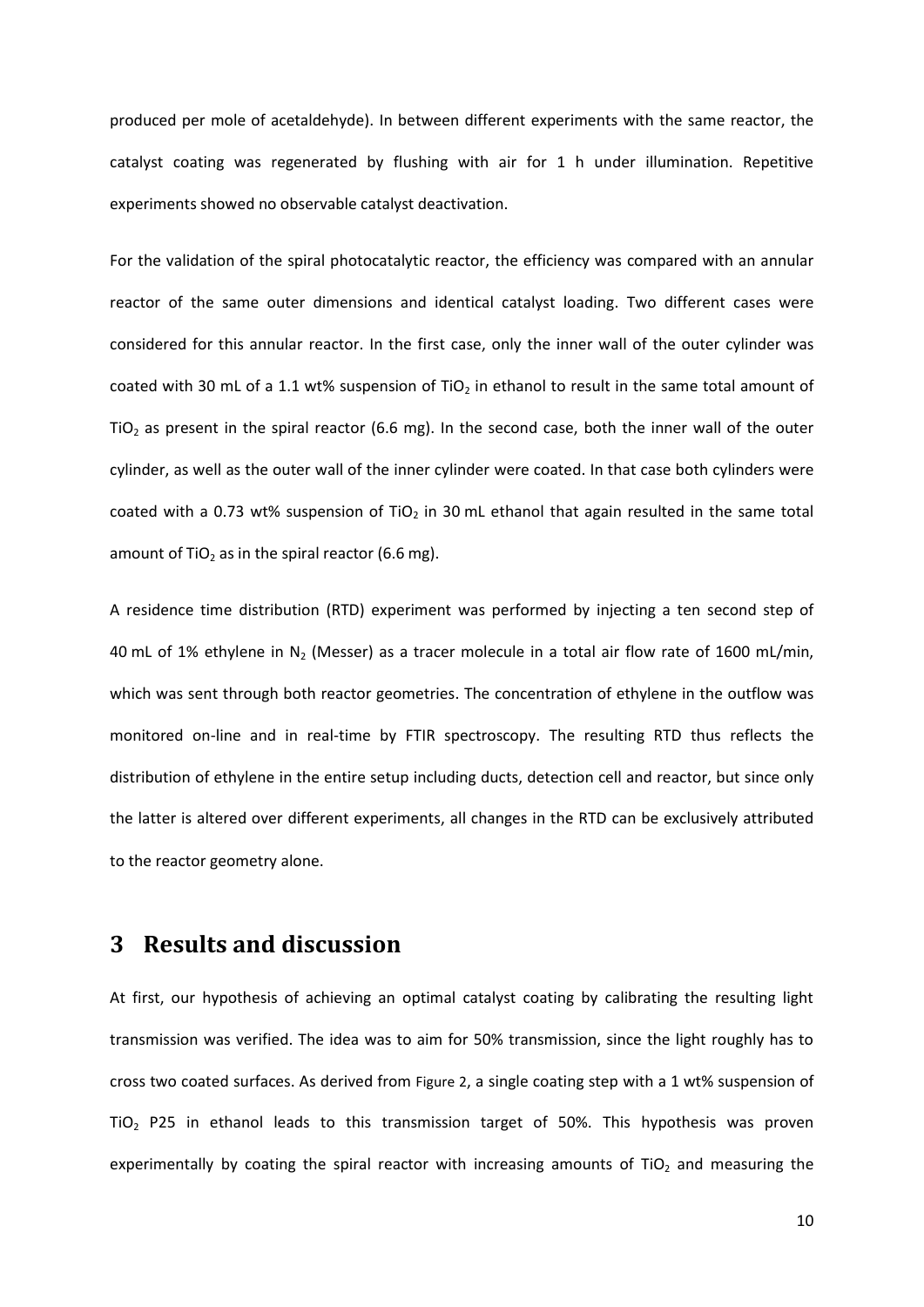produced per mole of acetaldehyde). In between different experiments with the same reactor, the catalyst coating was regenerated by flushing with air for 1 h under illumination. Repetitive experiments showed no observable catalyst deactivation.

For the validation of the spiral photocatalytic reactor, the efficiency was compared with an annular reactor of the same outer dimensions and identical catalyst loading. Two different cases were considered for this annular reactor. In the first case, only the inner wall of the outer cylinder was coated with 30 mL of a 1.1 wt% suspension of $TiO_2$ in ethanol to result in the same total amount of $TiO_2$ as present in the spiral reactor (6.6 mg). In the second case, both the inner wall of the outer cylinder, as well as the outer wall of the inner cylinder were coated. In that case both cylinders were coated with a 0.73 wt% suspension of $TiO_2$ in 30 mL ethanol that again resulted in the same total amount of $TiO_2$ as in the spiral reactor (6.6 mg).

A residence time distribution (RTD) experiment was performed by injecting a ten second step of 40 mL of 1% ethylene in $N_2$ (Messer) as a tracer molecule in a total air flow rate of 1600 mL/min, which was sent through both reactor geometries. The concentration of ethylene in the outflow was monitored on-line and in real-time by FTIR spectroscopy. The resulting RTD thus reflects the distribution of ethylene in the entire setup including ducts, detection cell and reactor, but since only the latter is altered over different experiments, all changes in the RTD can be exclusively attributed to the reactor geometry alone.

# 3 Results and discussion

At first, our hypothesis of achieving an optimal catalyst coating by calibrating the resulting light transmission was verified. The idea was to aim for 50% transmission, since the light roughly has to cross two coated surfaces. As derived from Figure 2, a single coating step with a 1 wt% suspension of $TiO_2$ P25 in ethanol leads to this transmission target of 50%. This hypothesis was proven experimentally by coating the spiral reactor with increasing amounts of $TiO_2$ and measuring the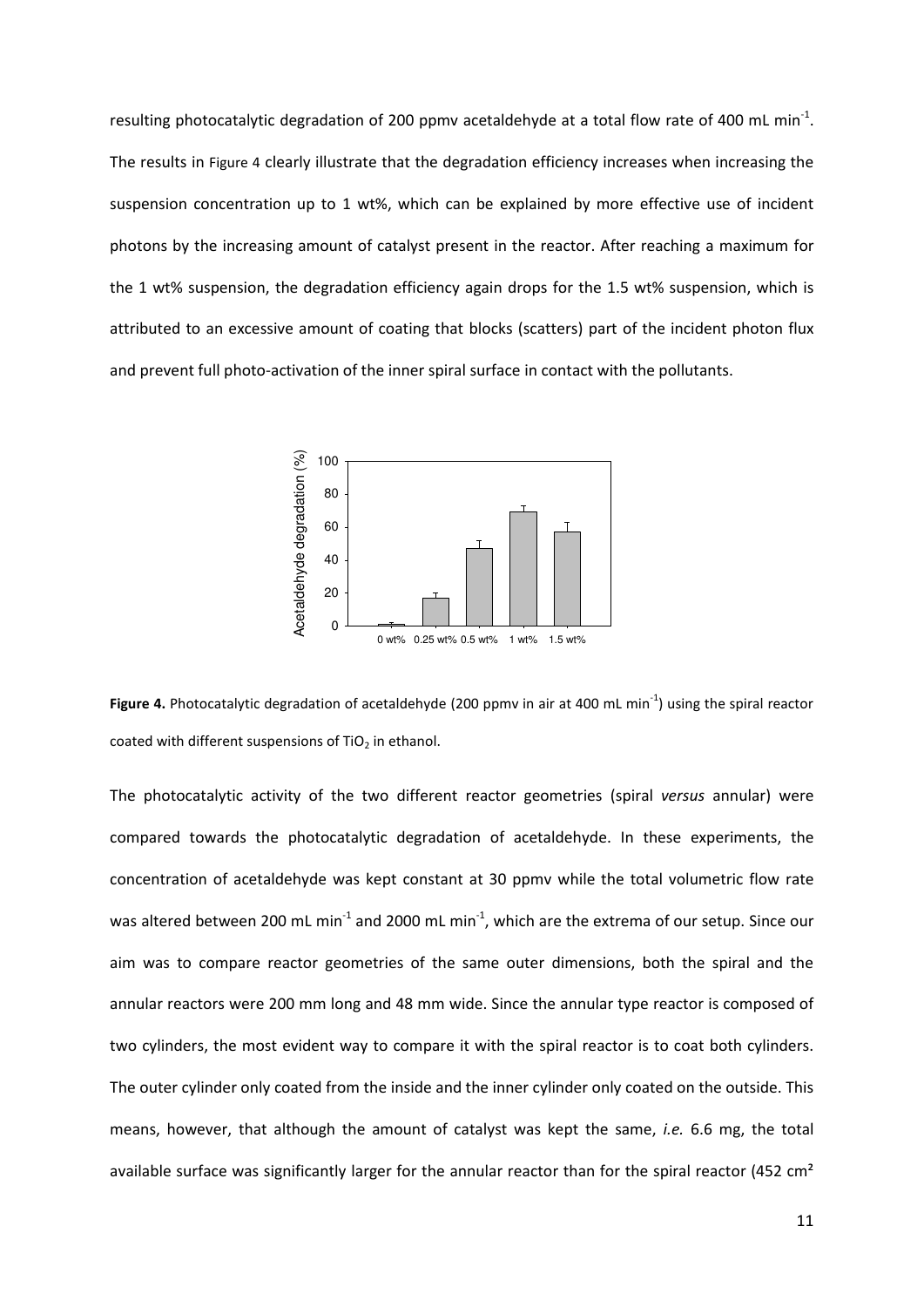resulting photocatalytic degradation of 200 ppmv acetaldehyde at a total flow rate of 400 mL $min^{-1}$. The results in Figure 4 clearly illustrate that the degradation efficiency increases when increasing the suspension concentration up to 1 wt%, which can be explained by more effective use of incident photons by the increasing amount of catalyst present in the reactor. After reaching a maximum for the 1 wt% suspension, the degradation efficiency again drops for the 1.5 wt% suspension, which is attributed to an excessive amount of coating that blocks (scatters) part of the incident photon flux and prevent full photo-activation of the inner spiral surface in contact with the pollutants.

**Figure 4.** Photocatalytic degradation of acetaldehyde (200 ppmv in air at 400 mL $min^{-1}$) using the spiral reactor coated with different suspensions of $TiO_2$ in ethanol.

The photocatalytic activity of the two different reactor geometries (spiral *versus* annular) were compared towards the photocatalytic degradation of acetaldehyde. In these experiments, the concentration of acetaldehyde was kept constant at 30 ppmv while the total volumetric flow rate was altered between 200 mL $min^{-1}$ and 2000 mL $min^{-1}$, which are the extrema of our setup. Since our aim was to compare reactor geometries of the same outer dimensions, both the spiral and the annular reactors were 200 mm long and 48 mm wide. Since the annular type reactor is composed of two cylinders, the most evident way to compare it with the spiral reactor is to coat both cylinders. The outer cylinder only coated from the inside and the inner cylinder only coated on the outside. This means, however, that although the amount of catalyst was kept the same, *i.e.* 6.6 mg, the total available surface was significantly larger for the annular reactor than for the spiral reactor (452 cm²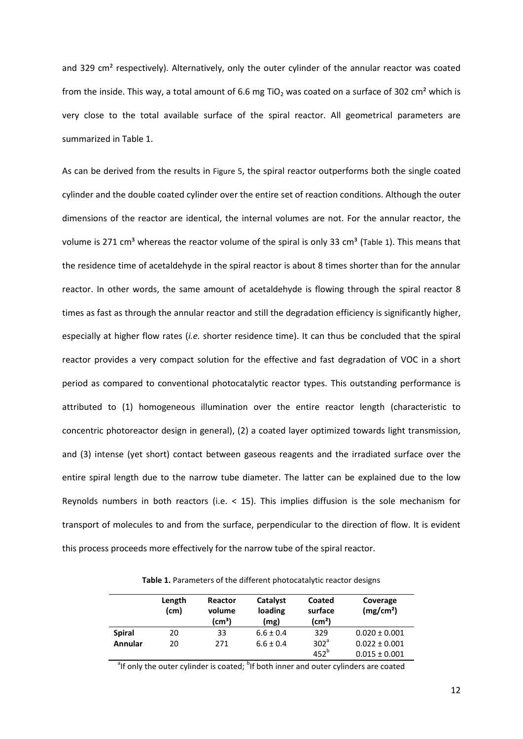and 329 cm² respectively). Alternatively, only the outer cylinder of the annular reactor was coated from the inside. This way, a total amount of 6.6 mg $TiO_2$ was coated on a surface of 302 cm² which is very close to the total available surface of the spiral reactor. All geometrical parameters are summarized in Table 1.

As can be derived from the results in Figure 5, the spiral reactor outperforms both the single coated cylinder and the double coated cylinder over the entire set of reaction conditions. Although the outer dimensions of the reactor are identical, the internal volumes are not. For the annular reactor, the volume is 271 cm³ whereas the reactor volume of the spiral is only 33 cm³ (Table 1). This means that the residence time of acetaldehyde in the spiral reactor is about 8 times shorter than for the annular reactor. In other words, the same amount of acetaldehyde is flowing through the spiral reactor 8 times as fast as through the annular reactor and still the degradation efficiency is significantly higher, especially at higher flow rates (*i.e.* shorter residence time). It can thus be concluded that the spiral reactor provides a very compact solution for the effective and fast degradation of VOC in a short period as compared to conventional photocatalytic reactor types. This outstanding performance is attributed to (1) homogeneous illumination over the entire reactor length (characteristic to concentric photoreactor design in general), (2) a coated layer optimized towards light transmission, and (3) intense (yet short) contact between gaseous reagents and the irradiated surface over the entire spiral length due to the narrow tube diameter. The latter can be explained due to the low Reynolds numbers in both reactors (i.e. < 15). This implies diffusion is the sole mechanism for transport of molecules to and from the surface, perpendicular to the direction of flow. It is evident this process proceeds more effectively for the narrow tube of the spiral reactor.

**Table 1.** Parameters of the different photocatalytic reactor designs

| | Length (cm) | Reactor volume (cm³) | Catalyst loading (mg) | Coated surface (cm²) | Coverage (mg/cm²) |
|---|---|---|---|---|---|
| **Spiral** | 20 | 33 | 6.6 ± 0.4 | 329 | 0.020 ± 0.001 |
| **Annular** | 20 | 271 | 6.6 ± 0.4 | 302[a] | 0.022 ± 0.001 |
| | | | | 452[b] | 0.015 ± 0.001 |

[a]If only the outer cylinder is coated; [b]If both inner and outer cylinders are coated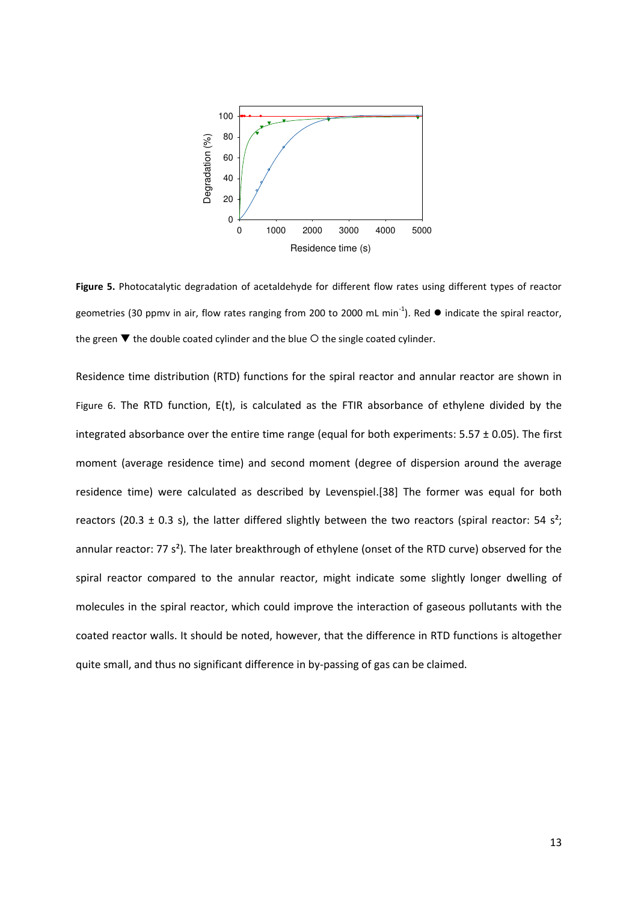**Figure 5.** Photocatalytic degradation of acetaldehyde for different flow rates using different types of reactor geometries (30 ppmv in air, flow rates ranging from 200 to 2000 mL min$^{-1}$). Red ● indicate the spiral reactor, the green ▼ the double coated cylinder and the blue ○ the single coated cylinder.

Residence time distribution (RTD) functions for the spiral reactor and annular reactor are shown in Figure 6. The RTD function, E(t), is calculated as the FTIR absorbance of ethylene divided by the integrated absorbance over the entire time range (equal for both experiments: 5.57 ± 0.05). The first moment (average residence time) and second moment (degree of dispersion around the average residence time) were calculated as described by Levenspiel.[38] The former was equal for both reactors (20.3 ± 0.3 s), the latter differed slightly between the two reactors (spiral reactor: 54 $s^2$; annular reactor: 77 $s^2$). The later breakthrough of ethylene (onset of the RTD curve) observed for the spiral reactor compared to the annular reactor, might indicate some slightly longer dwelling of molecules in the spiral reactor, which could improve the interaction of gaseous pollutants with the coated reactor walls. It should be noted, however, that the difference in RTD functions is altogether quite small, and thus no significant difference in by-passing of gas can be claimed.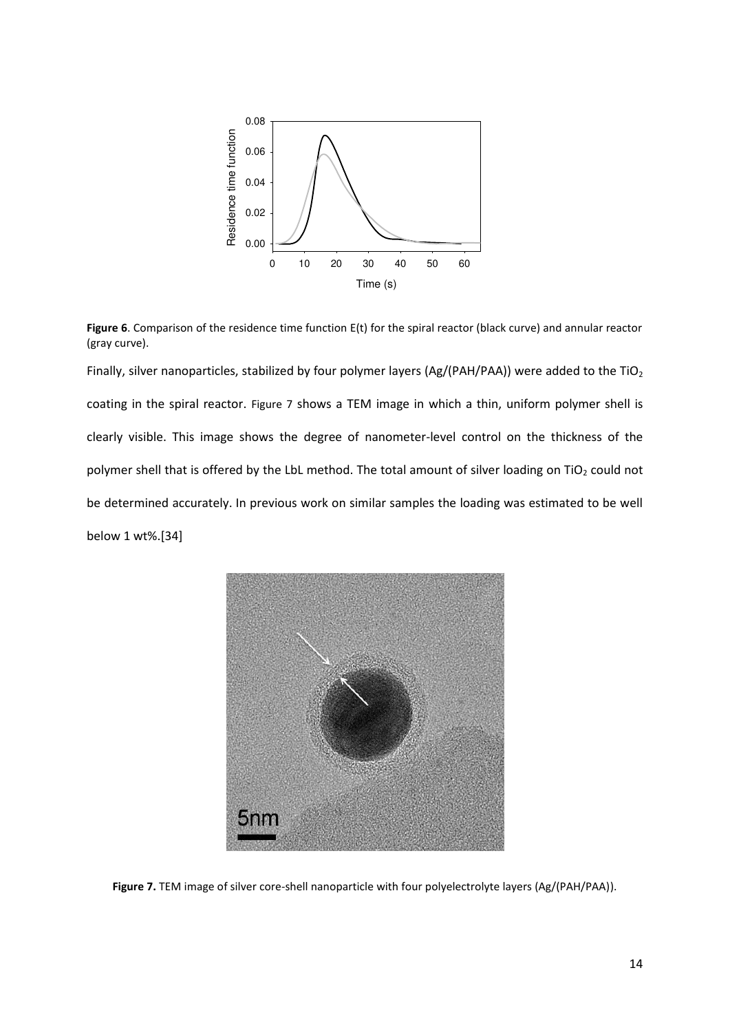**Figure 6**. Comparison of the residence time function E(t) for the spiral reactor (black curve) and annular reactor (gray curve).

Finally, silver nanoparticles, stabilized by four polymer layers (Ag/(PAH/PAA)) were added to the $TiO_2$ coating in the spiral reactor. Figure 7 shows a TEM image in which a thin, uniform polymer shell is clearly visible. This image shows the degree of nanometer-level control on the thickness of the polymer shell that is offered by the LbL method. The total amount of silver loading on $TiO_2$ could not be determined accurately. In previous work on similar samples the loading was estimated to be well below 1 wt%.[34]

**Figure 7.** TEM image of silver core-shell nanoparticle with four polyelectrolyte layers (Ag/(PAH/PAA)).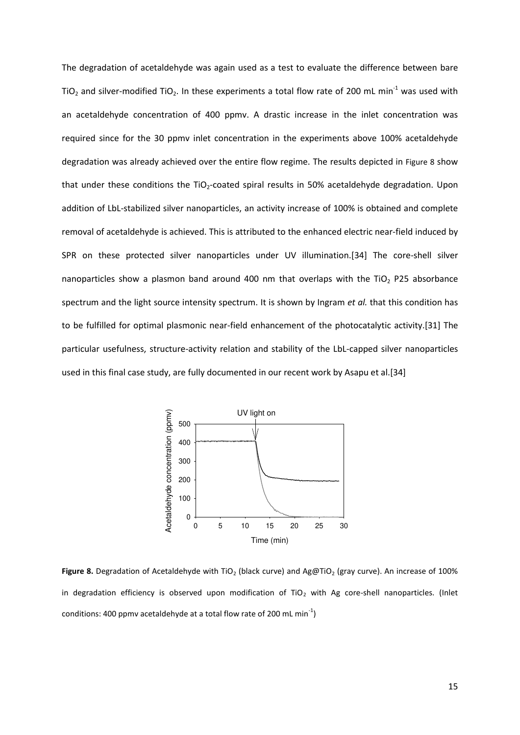The degradation of acetaldehyde was again used as a test to evaluate the difference between bare $TiO_2$ and silver-modified $TiO_2$. In these experiments a total flow rate of 200 mL $min^{-1}$ was used with an acetaldehyde concentration of 400 ppmv. A drastic increase in the inlet concentration was required since for the 30 ppmv inlet concentration in the experiments above 100% acetaldehyde degradation was already achieved over the entire flow regime. The results depicted in Figure 8 show that under these conditions the $TiO_2$-coated spiral results in 50% acetaldehyde degradation. Upon addition of LbL-stabilized silver nanoparticles, an activity increase of 100% is obtained and complete removal of acetaldehyde is achieved. This is attributed to the enhanced electric near-field induced by SPR on these protected silver nanoparticles under UV illumination.[34] The core-shell silver nanoparticles show a plasmon band around 400 nm that overlaps with the $TiO_2$ P25 absorbance spectrum and the light source intensity spectrum. It is shown by Ingram *et al.* that this condition has to be fulfilled for optimal plasmonic near-field enhancement of the photocatalytic activity.[31] The particular usefulness, structure-activity relation and stability of the LbL-capped silver nanoparticles used in this final case study, are fully documented in our recent work by Asapu et al.[34]

**Figure 8.** Degradation of Acetaldehyde with $TiO_2$ (black curve) and $Ag@TiO_2$ (gray curve). An increase of 100% in degradation efficiency is observed upon modification of $TiO_2$ with Ag core-shell nanoparticles. (Inlet conditions: 400 ppmv acetaldehyde at a total flow rate of 200 mL $min^{-1}$)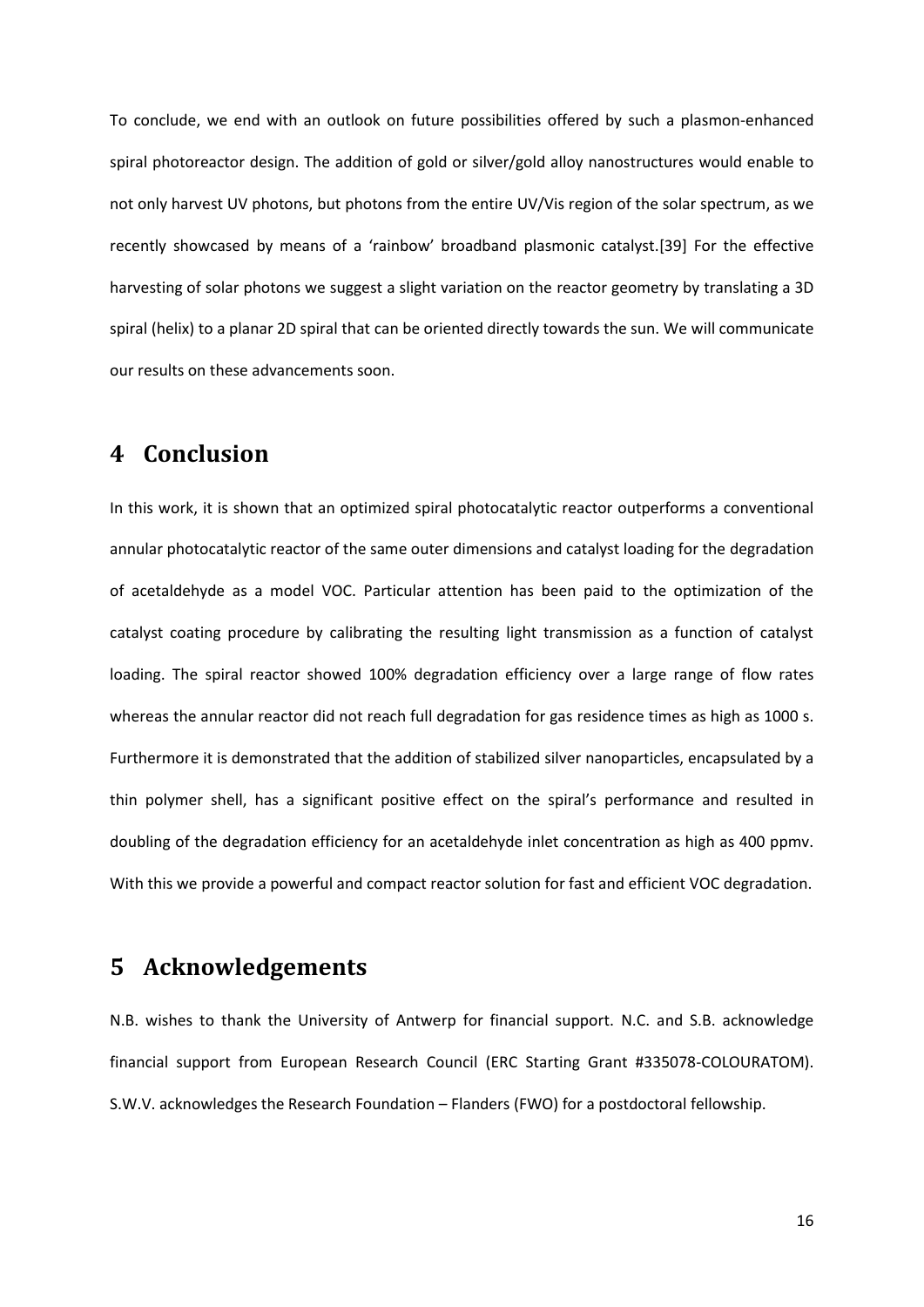To conclude, we end with an outlook on future possibilities offered by such a plasmon-enhanced spiral photoreactor design. The addition of gold or silver/gold alloy nanostructures would enable to not only harvest UV photons, but photons from the entire UV/Vis region of the solar spectrum, as we recently showcased by means of a 'rainbow' broadband plasmonic catalyst.[39] For the effective harvesting of solar photons we suggest a slight variation on the reactor geometry by translating a 3D spiral (helix) to a planar 2D spiral that can be oriented directly towards the sun. We will communicate our results on these advancements soon.

# 4 Conclusion

In this work, it is shown that an optimized spiral photocatalytic reactor outperforms a conventional annular photocatalytic reactor of the same outer dimensions and catalyst loading for the degradation of acetaldehyde as a model VOC. Particular attention has been paid to the optimization of the catalyst coating procedure by calibrating the resulting light transmission as a function of catalyst loading. The spiral reactor showed 100% degradation efficiency over a large range of flow rates whereas the annular reactor did not reach full degradation for gas residence times as high as 1000 s. Furthermore it is demonstrated that the addition of stabilized silver nanoparticles, encapsulated by a thin polymer shell, has a significant positive effect on the spiral's performance and resulted in doubling of the degradation efficiency for an acetaldehyde inlet concentration as high as 400 ppmv. With this we provide a powerful and compact reactor solution for fast and efficient VOC degradation.

# 5 Acknowledgements

N.B. wishes to thank the University of Antwerp for financial support. N.C. and S.B. acknowledge financial support from European Research Council (ERC Starting Grant #335078-COLOURATOM). S.W.V. acknowledges the Research Foundation – Flanders (FWO) for a postdoctoral fellowship.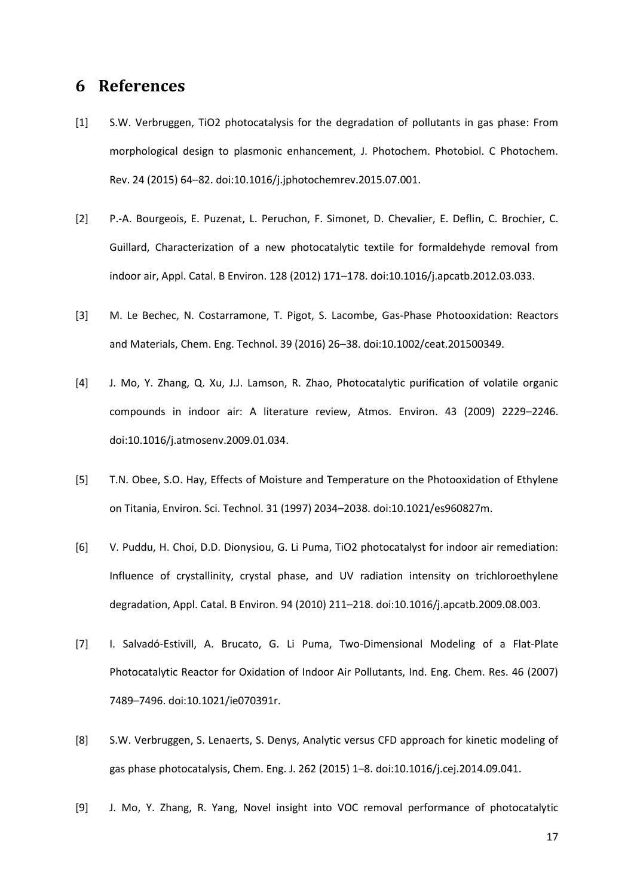# 6 References

[1] S.W. Verbruggen, TiO2 photocatalysis for the degradation of pollutants in gas phase: From morphological design to plasmonic enhancement, J. Photochem. Photobiol. C Photochem. Rev. 24 (2015) 64–82. doi:10.1016/j.jphotochemrev.2015.07.001.

[2] P.-A. Bourgeois, E. Puzenat, L. Peruchon, F. Simonet, D. Chevalier, E. Deflin, C. Brochier, C. Guillard, Characterization of a new photocatalytic textile for formaldehyde removal from indoor air, Appl. Catal. B Environ. 128 (2012) 171–178. doi:10.1016/j.apcatb.2012.03.033.

[3] M. Le Bechec, N. Costarramone, T. Pigot, S. Lacombe, Gas-Phase Photooxidation: Reactors and Materials, Chem. Eng. Technol. 39 (2016) 26–38. doi:10.1002/ceat.201500349.

[4] J. Mo, Y. Zhang, Q. Xu, J.J. Lamson, R. Zhao, Photocatalytic purification of volatile organic compounds in indoor air: A literature review, Atmos. Environ. 43 (2009) 2229–2246. doi:10.1016/j.atmosenv.2009.01.034.

[5] T.N. Obee, S.O. Hay, Effects of Moisture and Temperature on the Photooxidation of Ethylene on Titania, Environ. Sci. Technol. 31 (1997) 2034–2038. doi:10.1021/es960827m.

[6] V. Puddu, H. Choi, D.D. Dionysiou, G. Li Puma, TiO2 photocatalyst for indoor air remediation: Influence of crystallinity, crystal phase, and UV radiation intensity on trichloroethylene degradation, Appl. Catal. B Environ. 94 (2010) 211–218. doi:10.1016/j.apcatb.2009.08.003.

[7] I. Salvadó-Estivill, A. Brucato, G. Li Puma, Two-Dimensional Modeling of a Flat-Plate Photocatalytic Reactor for Oxidation of Indoor Air Pollutants, Ind. Eng. Chem. Res. 46 (2007) 7489–7496. doi:10.1021/ie070391r.

[8] S.W. Verbruggen, S. Lenaerts, S. Denys, Analytic versus CFD approach for kinetic modeling of gas phase photocatalysis, Chem. Eng. J. 262 (2015) 1–8. doi:10.1016/j.cej.2014.09.041.

[9] J. Mo, Y. Zhang, R. Yang, Novel insight into VOC removal performance of photocatalytic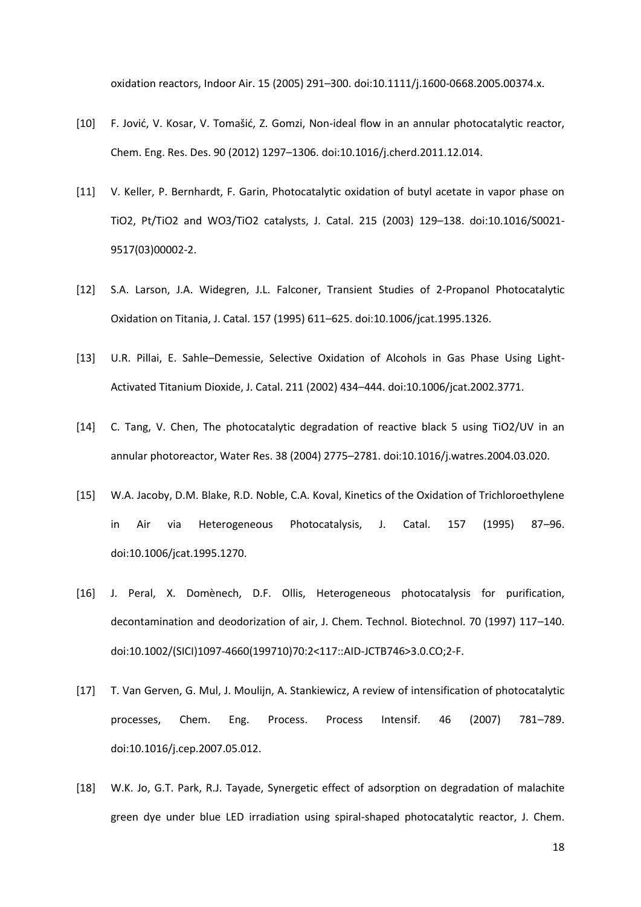oxidation reactors, Indoor Air. 15 (2005) 291–300. doi:10.1111/j.1600-0668.2005.00374.x.

[10] F. Jović, V. Kosar, V. Tomašić, Z. Gomzi, Non-ideal flow in an annular photocatalytic reactor, Chem. Eng. Res. Des. 90 (2012) 1297–1306. doi:10.1016/j.cherd.2011.12.014.

[11] V. Keller, P. Bernhardt, F. Garin, Photocatalytic oxidation of butyl acetate in vapor phase on $TiO_2$, $Pt/TiO_2$ and $WO_3/TiO_2$ catalysts, J. Catal. 215 (2003) 129–138. doi:10.1016/S0021-9517(03)00002-2.

[12] S.A. Larson, J.A. Widegren, J.L. Falconer, Transient Studies of 2-Propanol Photocatalytic Oxidation on Titania, J. Catal. 157 (1995) 611–625. doi:10.1006/jcat.1995.1326.

[13] U.R. Pillai, E. Sahle–Demessie, Selective Oxidation of Alcohols in Gas Phase Using Light-Activated Titanium Dioxide, J. Catal. 211 (2002) 434–444. doi:10.1006/jcat.2002.3771.

[14] C. Tang, V. Chen, The photocatalytic degradation of reactive black 5 using $TiO_2$/UV in an annular photoreactor, Water Res. 38 (2004) 2775–2781. doi:10.1016/j.watres.2004.03.020.

[15] W.A. Jacoby, D.M. Blake, R.D. Noble, C.A. Koval, Kinetics of the Oxidation of Trichloroethylene in Air via Heterogeneous Photocatalysis, J. Catal. 157 (1995) 87–96. doi:10.1006/jcat.1995.1270.

[16] J. Peral, X. Domènech, D.F. Ollis, Heterogeneous photocatalysis for purification, decontamination and deodorization of air, J. Chem. Technol. Biotechnol. 70 (1997) 117–140. doi:10.1002/(SICI)1097-4660(199710)70:2<117::AID-JCTB746>3.0.CO;2-F.

[17] T. Van Gerven, G. Mul, J. Moulijn, A. Stankiewicz, A review of intensification of photocatalytic processes, Chem. Eng. Process. Process Intensif. 46 (2007) 781–789. doi:10.1016/j.cep.2007.05.012.

[18] W.K. Jo, G.T. Park, R.J. Tayade, Synergetic effect of adsorption on degradation of malachite green dye under blue LED irradiation using spiral-shaped photocatalytic reactor, J. Chem.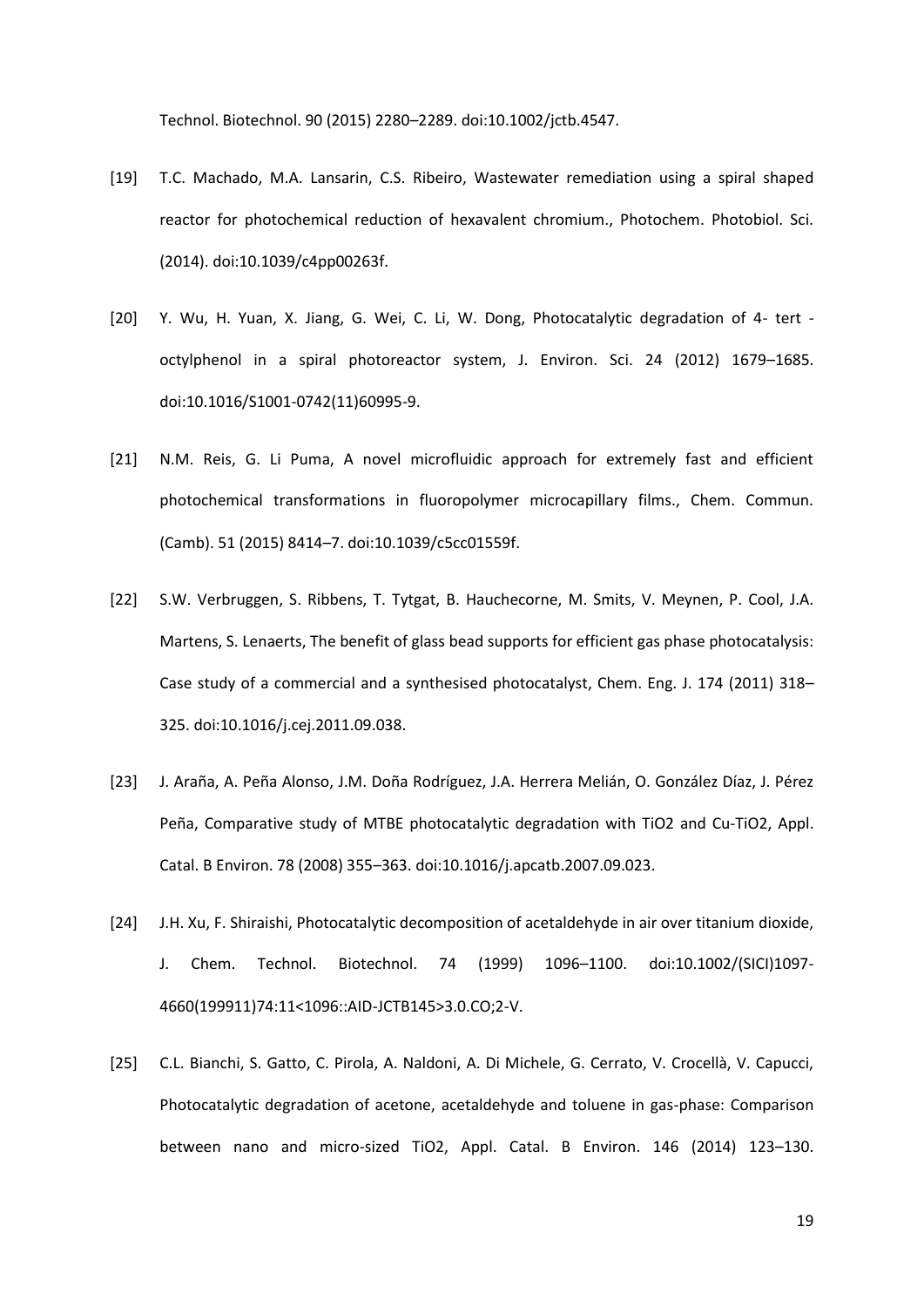Technol. Biotechnol. 90 (2015) 2280–2289. doi:10.1002/jctb.4547.

[19] T.C. Machado, M.A. Lansarin, C.S. Ribeiro, Wastewater remediation using a spiral shaped reactor for photochemical reduction of hexavalent chromium., Photochem. Photobiol. Sci. (2014). doi:10.1039/c4pp00263f.

[20] Y. Wu, H. Yuan, X. Jiang, G. Wei, C. Li, W. Dong, Photocatalytic degradation of 4- tert - octylphenol in a spiral photoreactor system, J. Environ. Sci. 24 (2012) 1679–1685. doi:10.1016/S1001-0742(11)60995-9.

[21] N.M. Reis, G. Li Puma, A novel microfluidic approach for extremely fast and efficient photochemical transformations in fluoropolymer microcapillary films., Chem. Commun. (Camb). 51 (2015) 8414–7. doi:10.1039/c5cc01559f.

[22] S.W. Verbruggen, S. Ribbens, T. Tytgat, B. Hauchecorne, M. Smits, V. Meynen, P. Cool, J.A. Martens, S. Lenaerts, The benefit of glass bead supports for efficient gas phase photocatalysis: Case study of a commercial and a synthesised photocatalyst, Chem. Eng. J. 174 (2011) 318–325. doi:10.1016/j.cej.2011.09.038.

[23] J. Araña, A. Peña Alonso, J.M. Doña Rodríguez, J.A. Herrera Melián, O. González Díaz, J. Pérez Peña, Comparative study of MTBE photocatalytic degradation with TiO2 and Cu-TiO2, Appl. Catal. B Environ. 78 (2008) 355–363. doi:10.1016/j.apcatb.2007.09.023.

[24] J.H. Xu, F. Shiraishi, Photocatalytic decomposition of acetaldehyde in air over titanium dioxide, J. Chem. Technol. Biotechnol. 74 (1999) 1096–1100. doi:10.1002/(SICI)1097-4660(199911)74:11<1096::AID-JCTB145>3.0.CO;2-V.

[25] C.L. Bianchi, S. Gatto, C. Pirola, A. Naldoni, A. Di Michele, G. Cerrato, V. Crocellà, V. Capucci, Photocatalytic degradation of acetone, acetaldehyde and toluene in gas-phase: Comparison between nano and micro-sized TiO2, Appl. Catal. B Environ. 146 (2014) 123–130.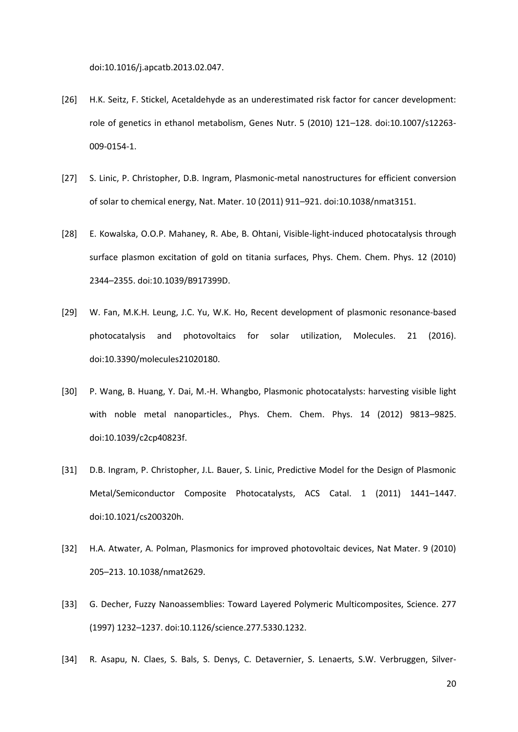doi:10.1016/j.apcatb.2013.02.047.

[26] H.K. Seitz, F. Stickel, Acetaldehyde as an underestimated risk factor for cancer development: role of genetics in ethanol metabolism, Genes Nutr. 5 (2010) 121–128. doi:10.1007/s12263-009-0154-1.

[27] S. Linic, P. Christopher, D.B. Ingram, Plasmonic-metal nanostructures for efficient conversion of solar to chemical energy, Nat. Mater. 10 (2011) 911–921. doi:10.1038/nmat3151.

[28] E. Kowalska, O.O.P. Mahaney, R. Abe, B. Ohtani, Visible-light-induced photocatalysis through surface plasmon excitation of gold on titania surfaces, Phys. Chem. Chem. Phys. 12 (2010) 2344–2355. doi:10.1039/B917399D.

[29] W. Fan, M.K.H. Leung, J.C. Yu, W.K. Ho, Recent development of plasmonic resonance-based photocatalysis and photovoltaics for solar utilization, Molecules. 21 (2016). doi:10.3390/molecules21020180.

[30] P. Wang, B. Huang, Y. Dai, M.-H. Whangbo, Plasmonic photocatalysts: harvesting visible light with noble metal nanoparticles., Phys. Chem. Chem. Phys. 14 (2012) 9813–9825. doi:10.1039/c2cp40823f.

[31] D.B. Ingram, P. Christopher, J.L. Bauer, S. Linic, Predictive Model for the Design of Plasmonic Metal/Semiconductor Composite Photocatalysts, ACS Catal. 1 (2011) 1441–1447. doi:10.1021/cs200320h.

[32] H.A. Atwater, A. Polman, Plasmonics for improved photovoltaic devices, Nat Mater. 9 (2010) 205–213. 10.1038/nmat2629.

[33] G. Decher, Fuzzy Nanoassemblies: Toward Layered Polymeric Multicomposites, Science. 277 (1997) 1232–1237. doi:10.1126/science.277.5330.1232.

[34] R. Asapu, N. Claes, S. Bals, S. Denys, C. Detavernier, S. Lenaerts, S.W. Verbruggen, Silver-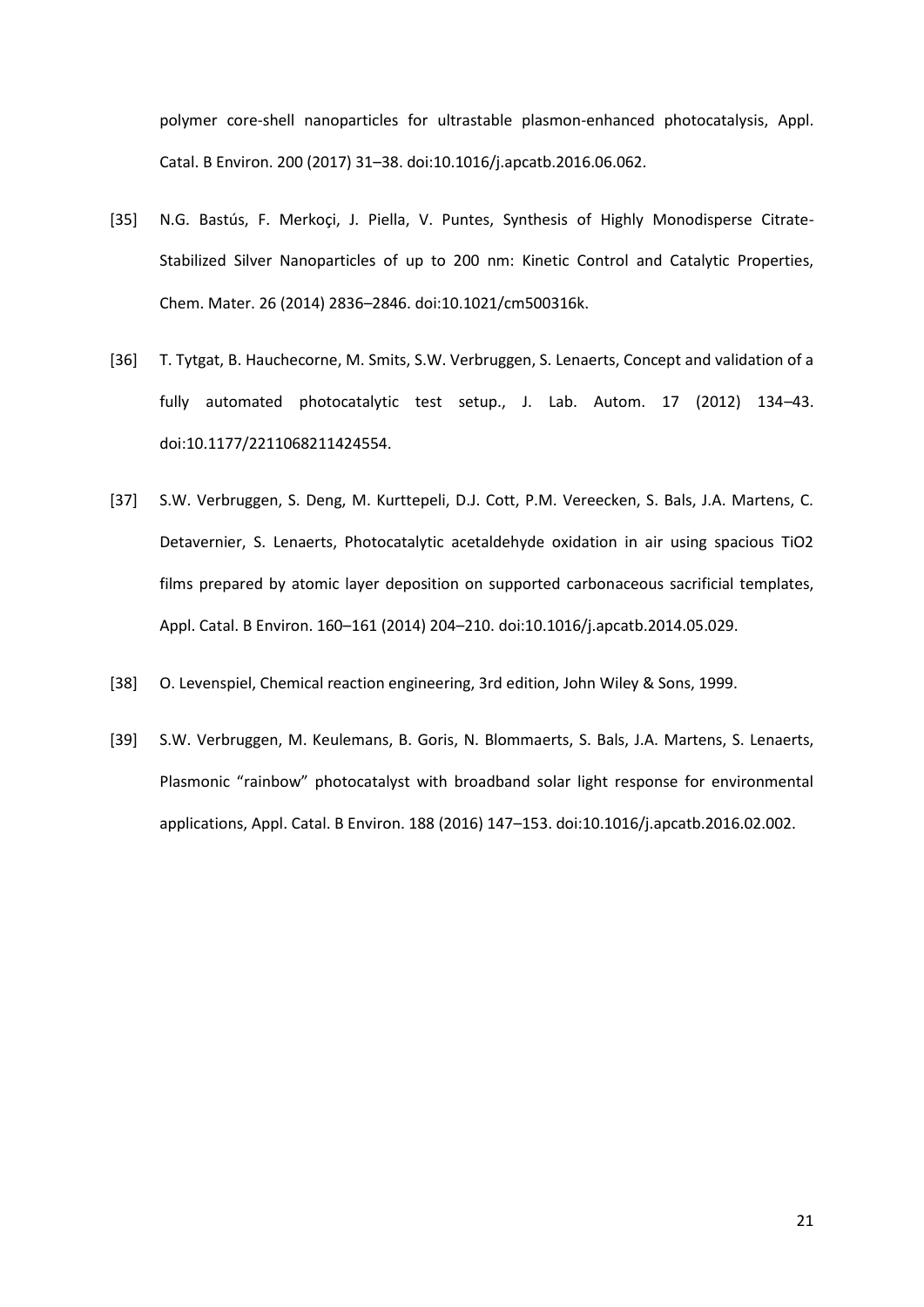polymer core-shell nanoparticles for ultrastable plasmon-enhanced photocatalysis, Appl. Catal. B Environ. 200 (2017) 31–38. doi:10.1016/j.apcatb.2016.06.062.

[35] N.G. Bastús, F. Merkoçi, J. Piella, V. Puntes, Synthesis of Highly Monodisperse Citrate-Stabilized Silver Nanoparticles of up to 200 nm: Kinetic Control and Catalytic Properties, Chem. Mater. 26 (2014) 2836–2846. doi:10.1021/cm500316k.

[36] T. Tytgat, B. Hauchecorne, M. Smits, S.W. Verbruggen, S. Lenaerts, Concept and validation of a fully automated photocatalytic test setup., J. Lab. Autom. 17 (2012) 134–43. doi:10.1177/2211068211424554.

[37] S.W. Verbruggen, S. Deng, M. Kurttepeli, D.J. Cott, P.M. Vereecken, S. Bals, J.A. Martens, C. Detavernier, S. Lenaerts, Photocatalytic acetaldehyde oxidation in air using spacious TiO2 films prepared by atomic layer deposition on supported carbonaceous sacrificial templates, Appl. Catal. B Environ. 160–161 (2014) 204–210. doi:10.1016/j.apcatb.2014.05.029.

[38] O. Levenspiel, Chemical reaction engineering, 3rd edition, John Wiley & Sons, 1999.

[39] S.W. Verbruggen, M. Keulemans, B. Goris, N. Blommaerts, S. Bals, J.A. Martens, S. Lenaerts, Plasmonic "rainbow" photocatalyst with broadband solar light response for environmental applications, Appl. Catal. B Environ. 188 (2016) 147–153. doi:10.1016/j.apcatb.2016.02.002.